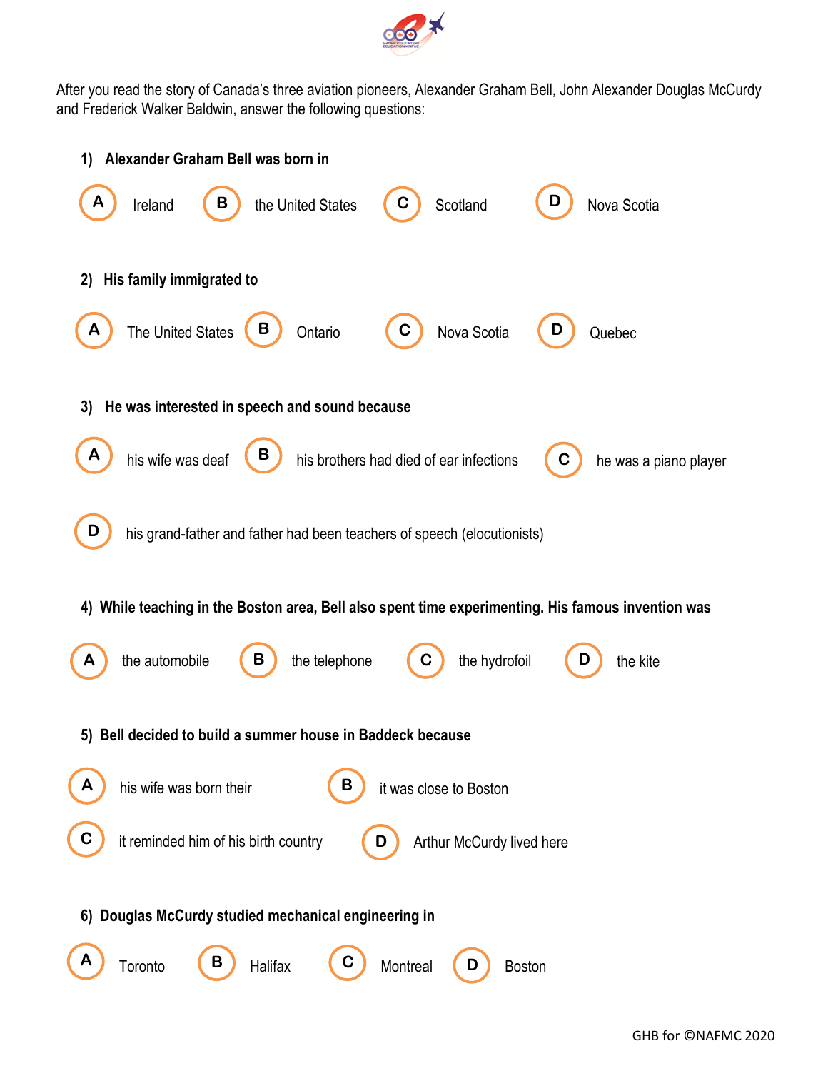After you read the story of Canada's three aviation pioneers, Alexander Graham Bell, John Alexander Douglas McCurdy and Frederick Walker Baldwin, answer the following questions:

**1) Alexander Graham Bell was born in**

- **A** Ireland
- **B** the United States
- **C** Scotland
- **D** Nova Scotia

**2) His family immigrated to**

- **A** The United States
- **B** Ontario
- **C** Nova Scotia
- **D** Quebec

**3) He was interested in speech and sound because**

- **A** his wife was deaf
- **B** his brothers had died of ear infections
- **C** he was a piano player
- **D** his grand-father and father had been teachers of speech (elocutionists)

**4) While teaching in the Boston area, Bell also spent time experimenting. His famous invention was**

- **A** the automobile
- **B** the telephone
- **C** the hydrofoil
- **D** the kite

**5) Bell decided to build a summer house in Baddeck because**

- **A** his wife was born their
- **B** it was close to Boston
- **C** it reminded him of his birth country
- **D** Arthur McCurdy lived here

**6) Douglas McCurdy studied mechanical engineering in**

- **A** Toronto
- **B** Halifax
- **C** Montreal
- **D** Boston

GHB for ©NAFMC 2020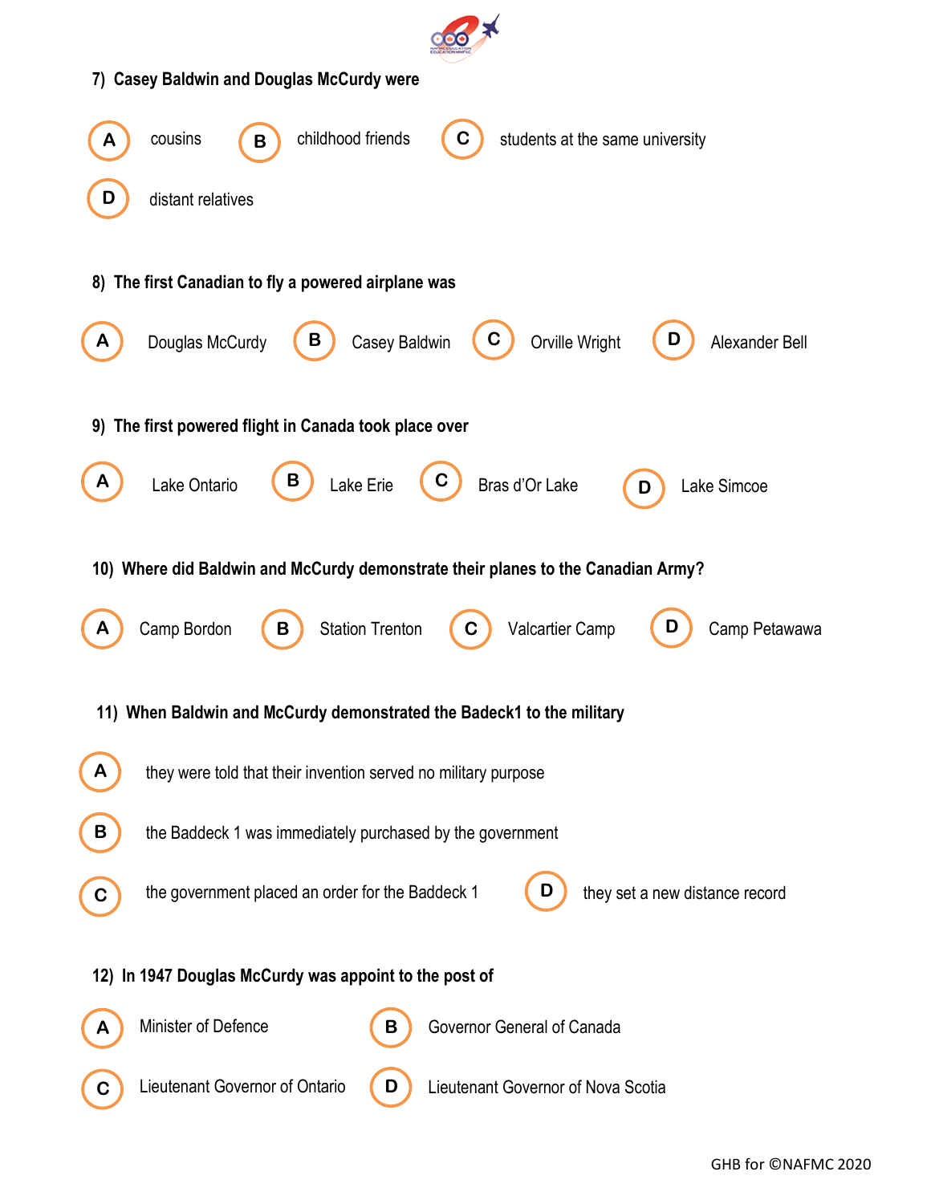**7) Casey Baldwin and Douglas McCurdy were**

A cousins

B childhood friends

C students at the same university

D distant relatives

**8) The first Canadian to fly a powered airplane was**

A Douglas McCurdy

B Casey Baldwin

C Orville Wright

D Alexander Bell

**9) The first powered flight in Canada took place over**

A Lake Ontario

B Lake Erie

C Bras d'Or Lake

D Lake Simcoe

**10) Where did Baldwin and McCurdy demonstrate their planes to the Canadian Army?**

A Camp Bordon

B Station Trenton

C Valcartier Camp

D Camp Petawawa

**11) When Baldwin and McCurdy demonstrated the Badeck1 to the military**

A they were told that their invention served no military purpose

B the Baddeck 1 was immediately purchased by the government

C the government placed an order for the Baddeck 1

D they set a new distance record

**12) In 1947 Douglas McCurdy was appoint to the post of**

A Minister of Defence

B Governor General of Canada

C Lieutenant Governor of Ontario

D Lieutenant Governor of Nova Scotia

GHB for ©NAFMC 2020